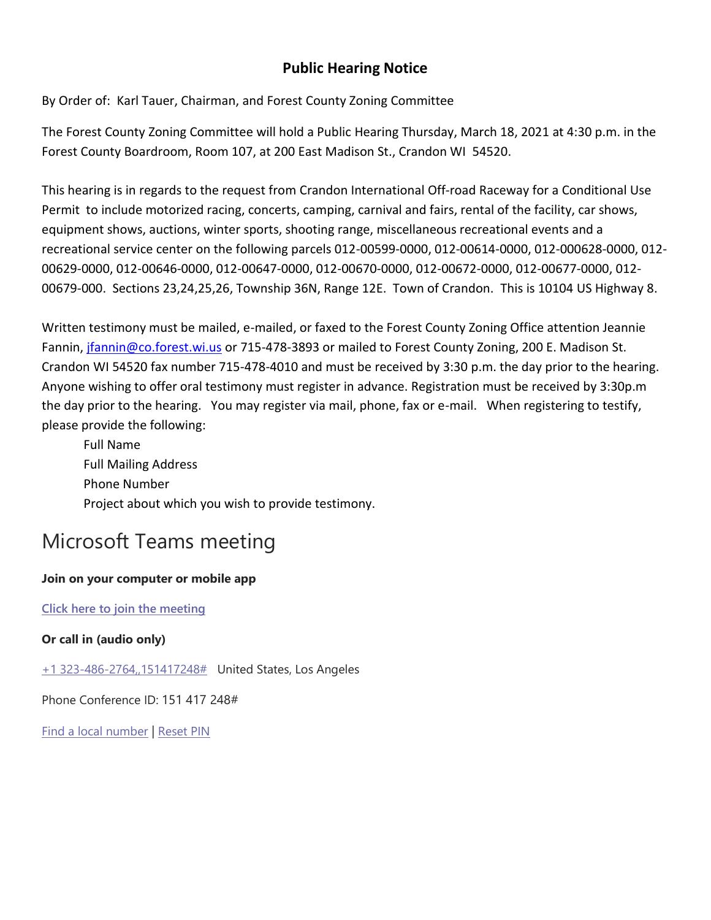## Public Hearing Notice

By Order of: Karl Tauer, Chairman, and Forest County Zoning Committee

The Forest County Zoning Committee will hold a Public Hearing Thursday, March 18, 2021 at 4:30 p.m. in the Forest County Boardroom, Room 107, at 200 East Madison St., Crandon WI 54520.

This hearing is in regards to the request from Crandon International Off-road Raceway for a Conditional Use Permit to include motorized racing, concerts, camping, carnival and fairs, rental of the facility, car shows, equipment shows, auctions, winter sports, shooting range, miscellaneous recreational events and a recreational service center on the following parcels 012-00599-0000, 012-00614-0000, 012-000628-0000, 012-00629-0000, 012-00646-0000, 012-00647-0000, 012-00670-0000, 012-00672-0000, 012-00677-0000, 012-00679-000. Sections 23,24,25,26, Township 36N, Range 12E. Town of Crandon. This is 10104 US Highway 8.

Written testimony must be mailed, e-mailed, or faxed to the Forest County Zoning Office attention Jeannie Fannin, jfannin@co.forest.wi.us or 715-478-3893 or mailed to Forest County Zoning, 200 E. Madison St. Crandon WI 54520 fax number 715-478-4010 and must be received by 3:30 p.m. the day prior to the hearing. Anyone wishing to offer oral testimony must register in advance. Registration must be received by 3:30p.m the day prior to the hearing. You may register via mail, phone, fax or e-mail. When registering to testify, please provide the following:

Full Name
Full Mailing Address
Phone Number
Project about which you wish to provide testimony.

# Microsoft Teams meeting

**Join on your computer or mobile app**

Click here to join the meeting

**Or call in (audio only)**

+1 323-486-2764,,151417248# United States, Los Angeles

Phone Conference ID: 151 417 248#

Find a local number | Reset PIN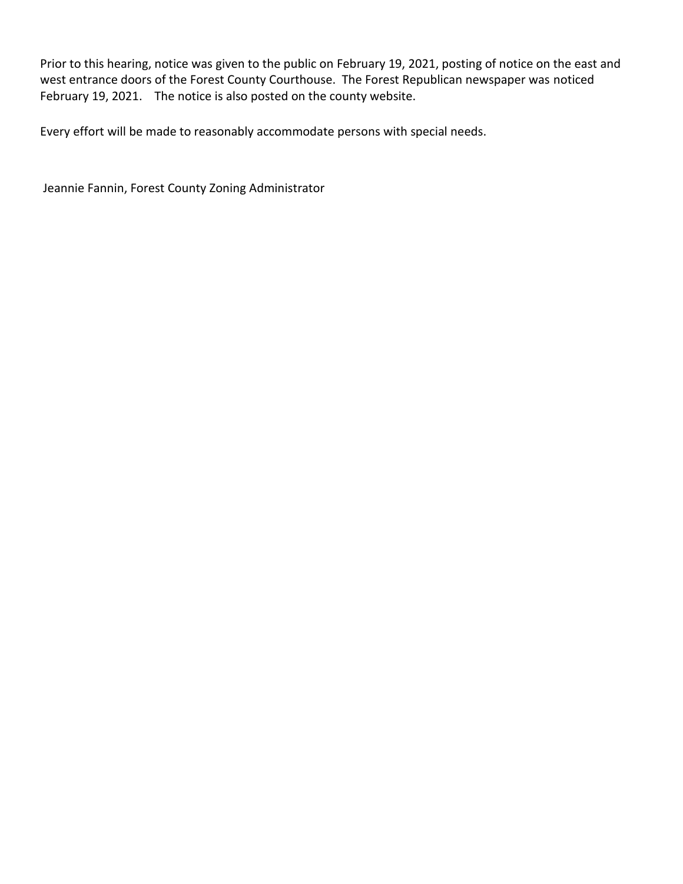Prior to this hearing, notice was given to the public on February 19, 2021, posting of notice on the east and west entrance doors of the Forest County Courthouse. The Forest Republican newspaper was noticed February 19, 2021. The notice is also posted on the county website.

Every effort will be made to reasonably accommodate persons with special needs.

Jeannie Fannin, Forest County Zoning Administrator